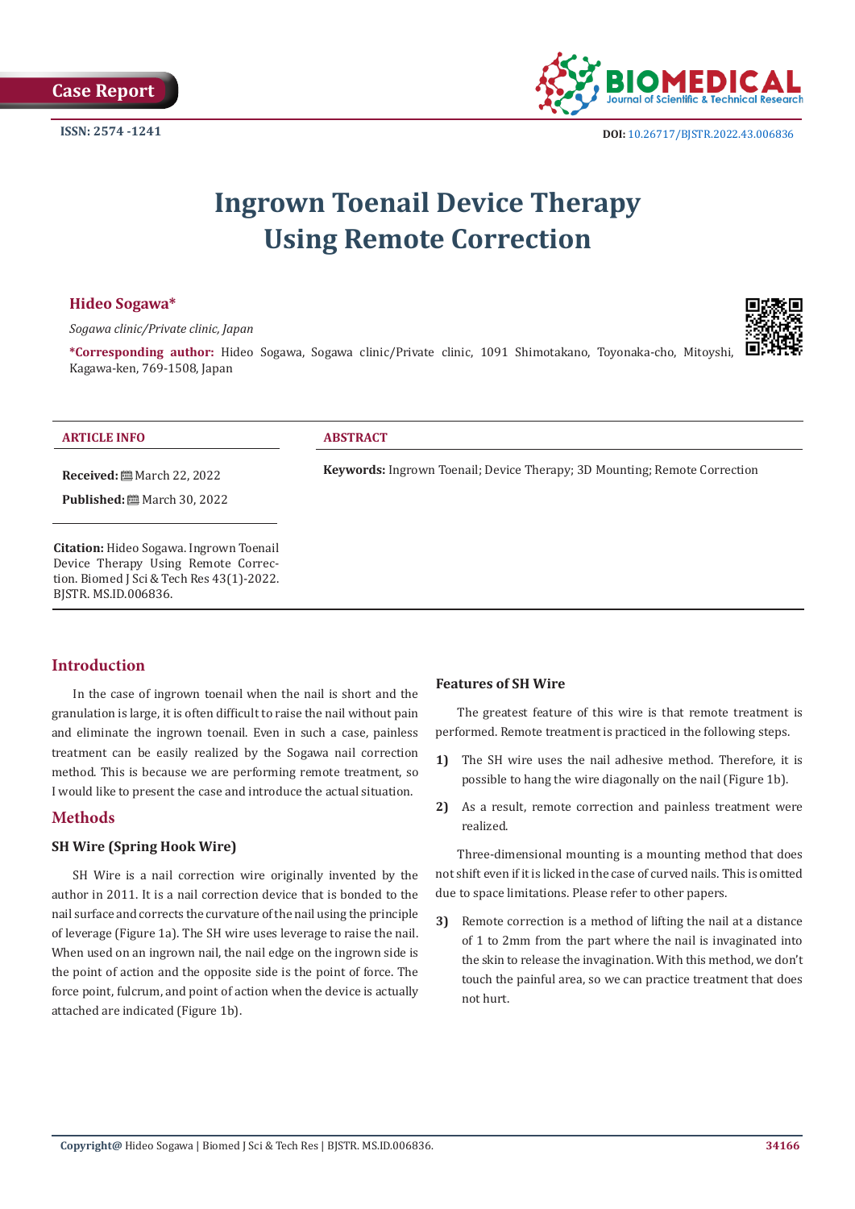Case Report

ISSN: 2574 -1241

DOI: 10.26717/BJSTR.2022.43.006836

# Ingrown Toenail Device Therapy Using Remote Correction

**Hideo Sogawa***

*Sogawa clinic/Private clinic, Japan*

***Corresponding author:** Hideo Sogawa, Sogawa clinic/Private clinic, 1091 Shimotakano, Toyonaka-cho, Mitoyshi, Kagawa-ken, 769-1508, Japan

**ARTICLE INFO**

**Received:** March 22, 2022

**Published:** March 30, 2022

**Citation:** Hideo Sogawa. Ingrown Toenail Device Therapy Using Remote Correction. Biomed J Sci & Tech Res 43(1)-2022. BJSTR. MS.ID.006836.

**ABSTRACT**

**Keywords:** Ingrown Toenail; Device Therapy; 3D Mounting; Remote Correction

## Introduction

In the case of ingrown toenail when the nail is short and the granulation is large, it is often difficult to raise the nail without pain and eliminate the ingrown toenail. Even in such a case, painless treatment can be easily realized by the Sogawa nail correction method. This is because we are performing remote treatment, so I would like to present the case and introduce the actual situation.

## Methods

### SH Wire (Spring Hook Wire)

SH Wire is a nail correction wire originally invented by the author in 2011. It is a nail correction device that is bonded to the nail surface and corrects the curvature of the nail using the principle of leverage (Figure 1a). The SH wire uses leverage to raise the nail. When used on an ingrown nail, the nail edge on the ingrown side is the point of action and the opposite side is the point of force. The force point, fulcrum, and point of action when the device is actually attached are indicated (Figure 1b).

### Features of SH Wire

The greatest feature of this wire is that remote treatment is performed. Remote treatment is practiced in the following steps.

1) The SH wire uses the nail adhesive method. Therefore, it is possible to hang the wire diagonally on the nail (Figure 1b).

2) As a result, remote correction and painless treatment were realized.

Three-dimensional mounting is a mounting method that does not shift even if it is licked in the case of curved nails. This is omitted due to space limitations. Please refer to other papers.

3) Remote correction is a method of lifting the nail at a distance of 1 to 2mm from the part where the nail is invaginated into the skin to release the invagination. With this method, we don't touch the painful area, so we can practice treatment that does not hurt.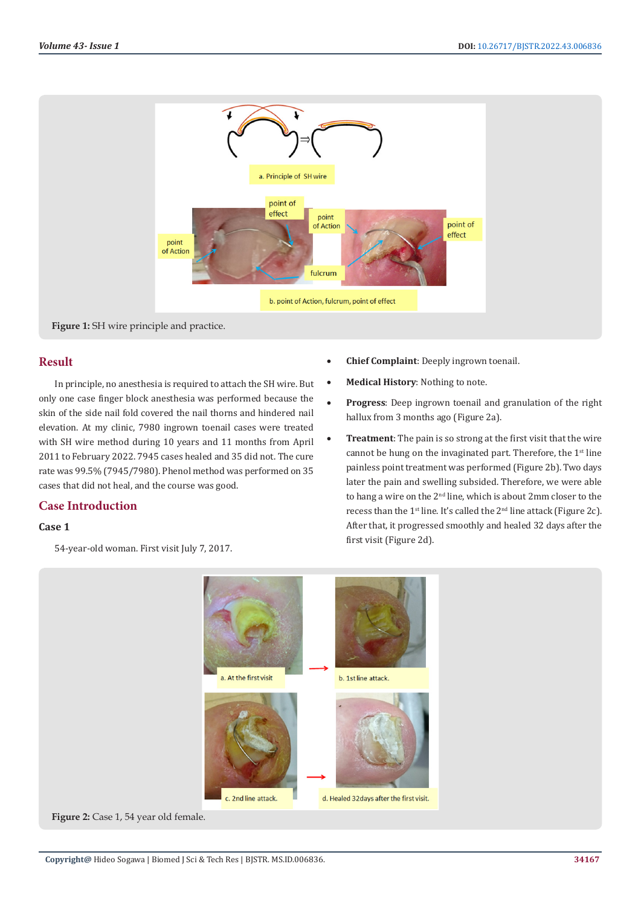Figure 1: SH wire principle and practice.

## Result

In principle, no anesthesia is required to attach the SH wire. But only one case finger block anesthesia was performed because the skin of the side nail fold covered the nail thorns and hindered nail elevation. At my clinic, 7980 ingrown toenail cases were treated with SH wire method during 10 years and 11 months from April 2011 to February 2022. 7945 cases healed and 35 did not. The cure rate was 99.5% (7945/7980). Phenol method was performed on 35 cases that did not heal, and the course was good.

## Case Introduction

### Case 1

54-year-old woman. First visit July 7, 2017.

- **Chief Complaint**: Deeply ingrown toenail.
- **Medical History**: Nothing to note.
- **Progress**: Deep ingrown toenail and granulation of the right hallux from 3 months ago (Figure 2a).
- **Treatment**: The pain is so strong at the first visit that the wire cannot be hung on the invaginated part. Therefore, the 1st line painless point treatment was performed (Figure 2b). Two days later the pain and swelling subsided. Therefore, we were able to hang a wire on the 2nd line, which is about 2mm closer to the recess than the 1st line. It's called the 2nd line attack (Figure 2c). After that, it progressed smoothly and healed 32 days after the first visit (Figure 2d).

Figure 2: Case 1, 54 year old female.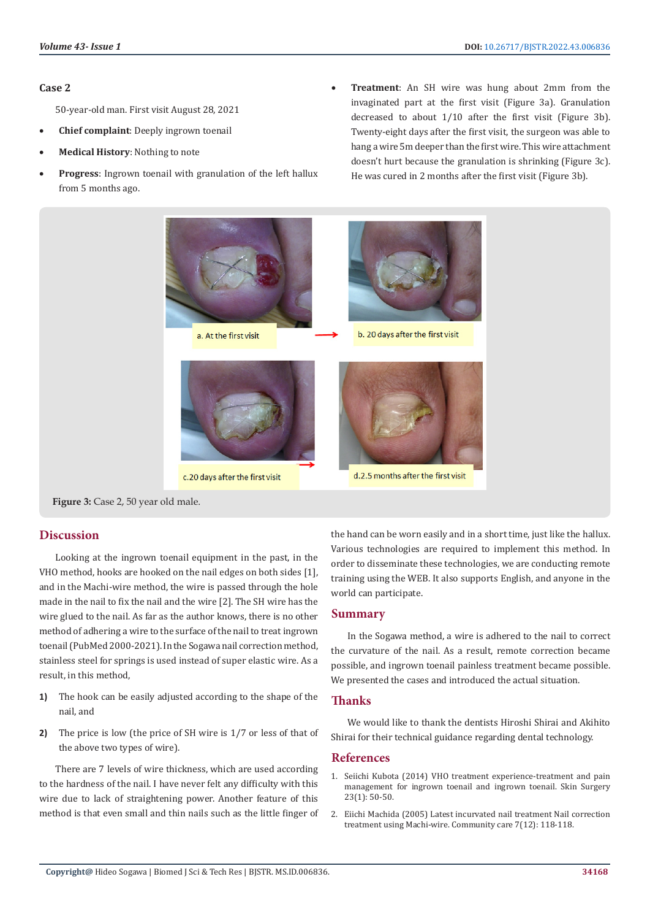### Case 2

50-year-old man. First visit August 28, 2021

- **Chief complaint**: Deeply ingrown toenail
- **Medical History**: Nothing to note
- **Progress**: Ingrown toenail with granulation of the left hallux from 5 months ago.
- **Treatment**: An SH wire was hung about 2mm from the invaginated part at the first visit (Figure 3a). Granulation decreased to about 1/10 after the first visit (Figure 3b). Twenty-eight days after the first visit, the surgeon was able to hang a wire 5m deeper than the first wire. This wire attachment doesn't hurt because the granulation is shrinking (Figure 3c). He was cured in 2 months after the first visit (Figure 3b).

a. At the first visit

b. 20 days after the first visit

c.20 days after the first visit

d.2.5 months after the first visit

**Figure 3:** Case 2, 50 year old male.

## Discussion

Looking at the ingrown toenail equipment in the past, in the VHO method, hooks are hooked on the nail edges on both sides [1], and in the Machi-wire method, the wire is passed through the hole made in the nail to fix the nail and the wire [2]. The SH wire has the wire glued to the nail. As far as the author knows, there is no other method of adhering a wire to the surface of the nail to treat ingrown toenail (PubMed 2000-2021). In the Sogawa nail correction method, stainless steel for springs is used instead of super elastic wire. As a result, in this method,

1) The hook can be easily adjusted according to the shape of the nail, and

2) The price is low (the price of SH wire is 1/7 or less of that of the above two types of wire).

There are 7 levels of wire thickness, which are used according to the hardness of the nail. I have never felt any difficulty with this wire due to lack of straightening power. Another feature of this method is that even small and thin nails such as the little finger of the hand can be worn easily and in a short time, just like the hallux. Various technologies are required to implement this method. In order to disseminate these technologies, we are conducting remote training using the WEB. It also supports English, and anyone in the world can participate.

## Summary

In the Sogawa method, a wire is adhered to the nail to correct the curvature of the nail. As a result, remote correction became possible, and ingrown toenail painless treatment became possible. We presented the cases and introduced the actual situation.

## Thanks

We would like to thank the dentists Hiroshi Shirai and Akihito Shirai for their technical guidance regarding dental technology.

## References

1. Seiichi Kubota (2014) VHO treatment experience-treatment and pain management for ingrown toenail and ingrown toenail. Skin Surgery 23(1): 50-50.
2. Eiichi Machida (2005) Latest incurvated nail treatment Nail correction treatment using Machi-wire. Community care 7(12): 118-118.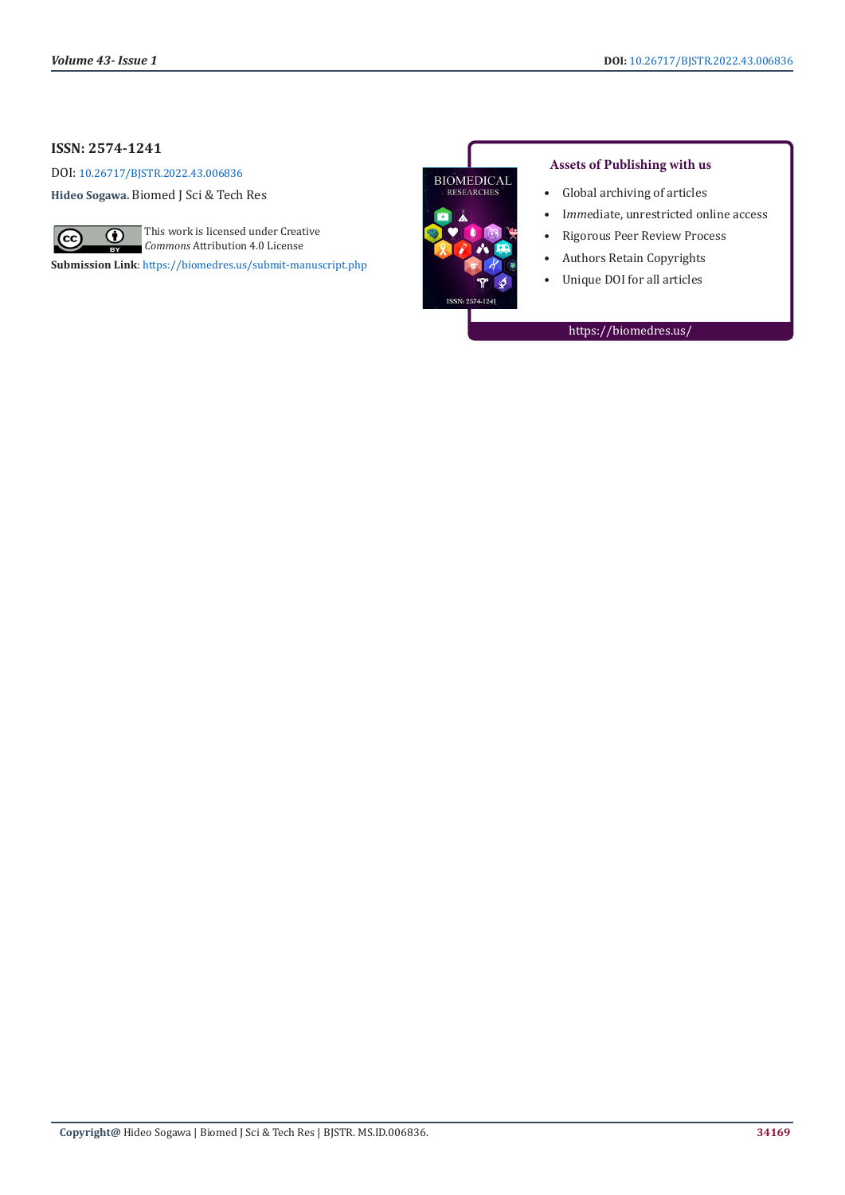**ISSN: 2574-1241**

DOI: 10.26717/BJSTR.2022.43.006836

**Hideo Sogawa.** Biomed J Sci & Tech Res

This work is licensed under Creative *Commons* Attribution 4.0 License

**Submission Link**: https://biomedres.us/submit-manuscript.php

BIOMEDICAL RESEARCHES

ISSN: 2574-1241

### Assets of Publishing with us

- Global archiving of articles
- Immediate, unrestricted online access
- Rigorous Peer Review Process
- Authors Retain Copyrights
- Unique DOI for all articles

https://biomedres.us/